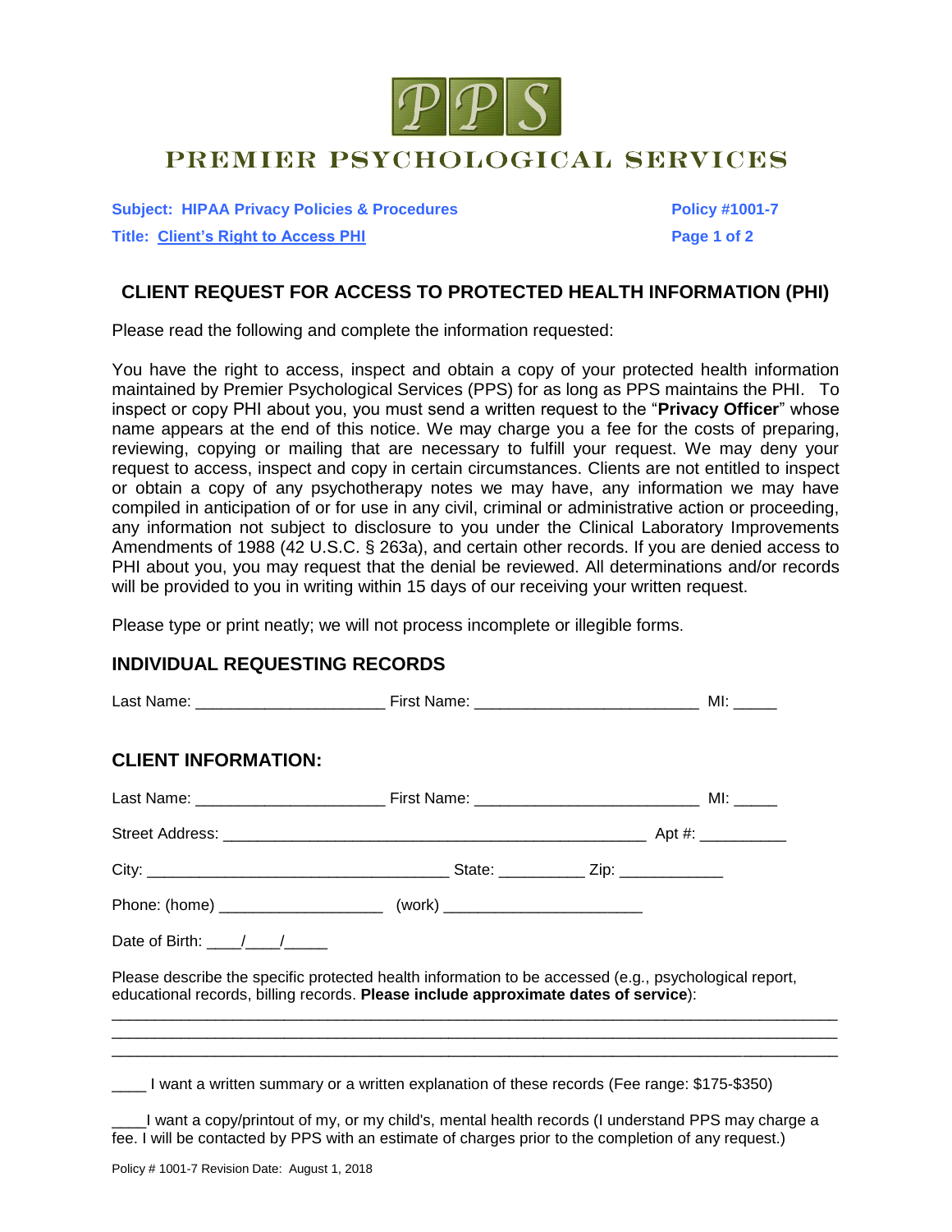PPS

# PREMIER PSYCHOLOGICAL SERVICES

**Subject: HIPAA Privacy Policies & Procedures** **Policy #1001-7**

**Title: Client's Right to Access PHI**

## CLIENT REQUEST FOR ACCESS TO PROTECTED HEALTH INFORMATION (PHI)

Please read the following and complete the information requested:

You have the right to access, inspect and obtain a copy of your protected health information maintained by Premier Psychological Services (PPS) for as long as PPS maintains the PHI. To inspect or copy PHI about you, you must send a written request to the "**Privacy Officer**" whose name appears at the end of this notice. We may charge you a fee for the costs of preparing, reviewing, copying or mailing that are necessary to fulfill your request. We may deny your request to access, inspect and copy in certain circumstances. Clients are not entitled to inspect or obtain a copy of any psychotherapy notes we may have, any information we may have compiled in anticipation of or for use in any civil, criminal or administrative action or proceeding, any information not subject to disclosure to you under the Clinical Laboratory Improvements Amendments of 1988 (42 U.S.C. § 263a), and certain other records. If you are denied access to PHI about you, you may request that the denial be reviewed. All determinations and/or records will be provided to you in writing within 15 days of our receiving your written request.

Please type or print neatly; we will not process incomplete or illegible forms.

### INDIVIDUAL REQUESTING RECORDS

Last Name: _____________________ First Name: _________________________ MI: _____

### CLIENT INFORMATION:

Last Name: _____________________ First Name: _________________________ MI: _____

Street Address: _______________________________________________ Apt #: __________

City: _________________________________ State: __________ Zip: ____________

Phone: (home) __________________ (work) ______________________

Date of Birth: ____/____/_____

Please describe the specific protected health information to be accessed (e.g., psychological report, educational records, billing records. **Please include approximate dates of service**):

______________________________________________________________________________
______________________________________________________________________________
______________________________________________________________________________

____ I want a written summary or a written explanation of these records (Fee range: $175-$350)

____I want a copy/printout of my, or my child's, mental health records (I understand PPS may charge a fee. I will be contacted by PPS with an estimate of charges prior to the completion of any request.)

Policy # 1001-7 Revision Date: August 1, 2018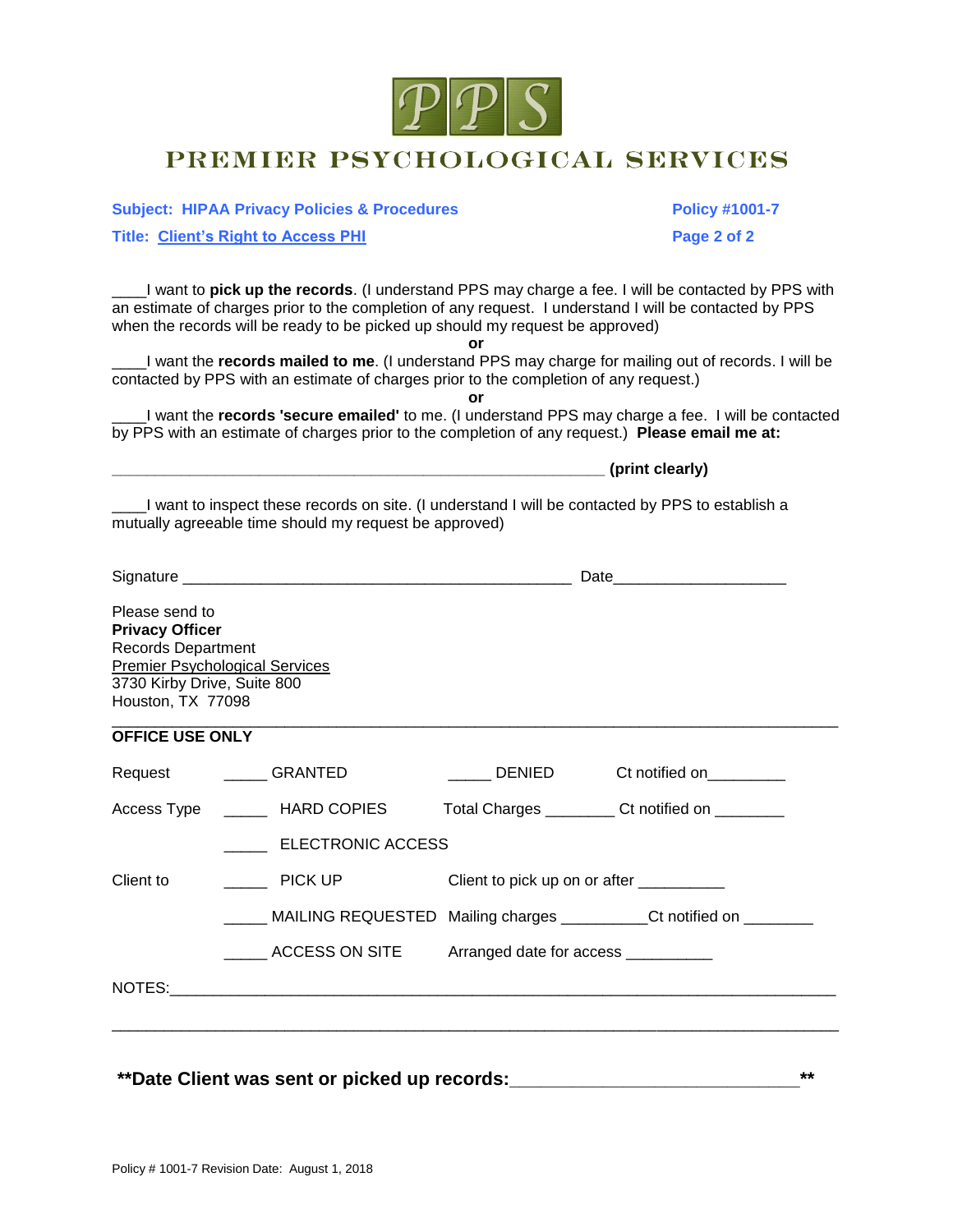# PREMIER PSYCHOLOGICAL SERVICES

**Subject: HIPAA Privacy Policies & Procedures** **Policy #1001-7**

**Title: Client's Right to Access PHI**

____I want to **pick up the records**. (I understand PPS may charge a fee. I will be contacted by PPS with an estimate of charges prior to the completion of any request. I understand I will be contacted by PPS when the records will be ready to be picked up should my request be approved)

**or**

____I want the **records mailed to me**. (I understand PPS may charge for mailing out of records. I will be contacted by PPS with an estimate of charges prior to the completion of any request.)

**or**

____I want the **records 'secure emailed'** to me. (I understand PPS may charge a fee. I will be contacted by PPS with an estimate of charges prior to the completion of any request.) **Please email me at:**

____________________________________________________________ **(print clearly)**

____I want to inspect these records on site. (I understand I will be contacted by PPS to establish a mutually agreeable time should my request be approved)

Signature ______________________________________________ Date____________________

Please send to
**Privacy Officer**
Records Department
Premier Psychological Services
3730 Kirby Drive, Suite 800
Houston, TX 77098

---

**OFFICE USE ONLY**

| | | | |
|---|---|---|---|
| Request | _____ GRANTED | _____ DENIED | Ct notified on_________ |
| Access Type | _____ HARD COPIES | Total Charges ________ | Ct notified on ________ |
| | _____ ELECTRONIC ACCESS | | |
| Client to | _____ PICK UP | Client to pick up on or after __________ | |
| | _____ MAILING REQUESTED | Mailing charges __________ | Ct notified on ________ |
| | _____ ACCESS ON SITE | Arranged date for access __________ | |

NOTES:_____________________________________________________________________________

___________________________________________________________________________________

**\*\*Date Client was sent or picked up records:______________________________\*\***

Policy # 1001-7 Revision Date: August 1, 2018